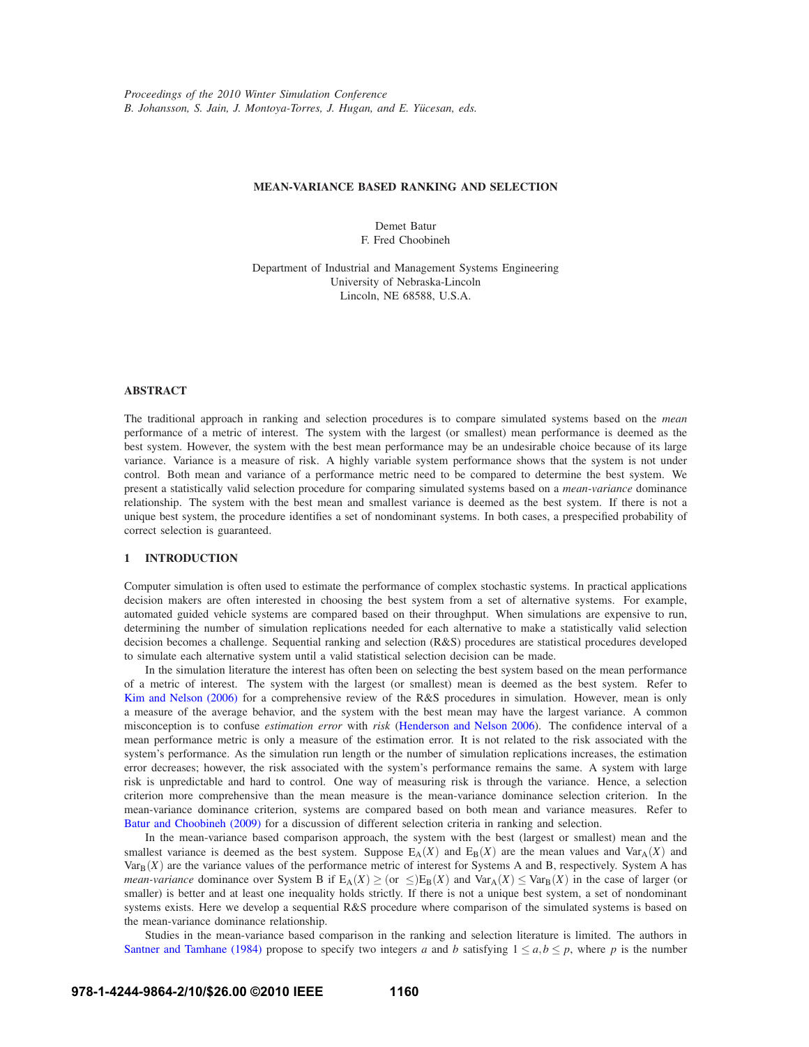*Proceedings of the 2010 Winter Simulation Conference*
*B. Johansson, S. Jain, J. Montoya-Torres, J. Hugan, and E. Yücesan, eds.*

# MEAN-VARIANCE BASED RANKING AND SELECTION

Demet Batur
F. Fred Choobineh

Department of Industrial and Management Systems Engineering
University of Nebraska-Lincoln
Lincoln, NE 68588, U.S.A.

## ABSTRACT

The traditional approach in ranking and selection procedures is to compare simulated systems based on the *mean* performance of a metric of interest. The system with the largest (or smallest) mean performance is deemed as the best system. However, the system with the best mean performance may be an undesirable choice because of its large variance. Variance is a measure of risk. A highly variable system performance shows that the system is not under control. Both mean and variance of a performance metric need to be compared to determine the best system. We present a statistically valid selection procedure for comparing simulated systems based on a *mean-variance* dominance relationship. The system with the best mean and smallest variance is deemed as the best system. If there is not a unique best system, the procedure identifies a set of nondominant systems. In both cases, a prespecified probability of correct selection is guaranteed.

## 1 INTRODUCTION

Computer simulation is often used to estimate the performance of complex stochastic systems. In practical applications decision makers are often interested in choosing the best system from a set of alternative systems. For example, automated guided vehicle systems are compared based on their throughput. When simulations are expensive to run, determining the number of simulation replications needed for each alternative to make a statistically valid selection decision becomes a challenge. Sequential ranking and selection (R&S) procedures are statistical procedures developed to simulate each alternative system until a valid statistical selection decision can be made.

In the simulation literature the interest has often been on selecting the best system based on the mean performance of a metric of interest. The system with the largest (or smallest) mean is deemed as the best system. Refer to Kim and Nelson (2006) for a comprehensive review of the R&S procedures in simulation. However, mean is only a measure of the average behavior, and the system with the best mean may have the largest variance. A common misconception is to confuse *estimation error* with *risk* (Henderson and Nelson 2006). The confidence interval of a mean performance metric is only a measure of the estimation error. It is not related to the risk associated with the system's performance. As the simulation run length or the number of simulation replications increases, the estimation error decreases; however, the risk associated with the system's performance remains the same. A system with large risk is unpredictable and hard to control. One way of measuring risk is through the variance. Hence, a selection criterion more comprehensive than the mean measure is the mean-variance dominance selection criterion. In the mean-variance dominance criterion, systems are compared based on both mean and variance measures. Refer to Batur and Choobineh (2009) for a discussion of different selection criteria in ranking and selection.

In the mean-variance based comparison approach, the system with the best (largest or smallest) mean and the smallest variance is deemed as the best system. Suppose $\mathrm{E_A}(X)$ and $\mathrm{E_B}(X)$ are the mean values and $\mathrm{Var_A}(X)$ and $\mathrm{Var_B}(X)$ are the variance values of the performance metric of interest for Systems A and B, respectively. System A has *mean-variance* dominance over System B if $\mathrm{E_A}(X) \geq$ (or $\leq$)$\mathrm{E_B}(X)$ and $\mathrm{Var_A}(X) \leq \mathrm{Var_B}(X)$ in the case of larger (or smaller) is better and at least one inequality holds strictly. If there is not a unique best system, a set of nondominant systems exists. Here we develop a sequential R&S procedure where comparison of the simulated systems is based on the mean-variance dominance relationship.

Studies in the mean-variance based comparison in the ranking and selection literature is limited. The authors in Santner and Tamhane (1984) propose to specify two integers $a$ and $b$ satisfying $1 \leq a, b \leq p$, where $p$ is the number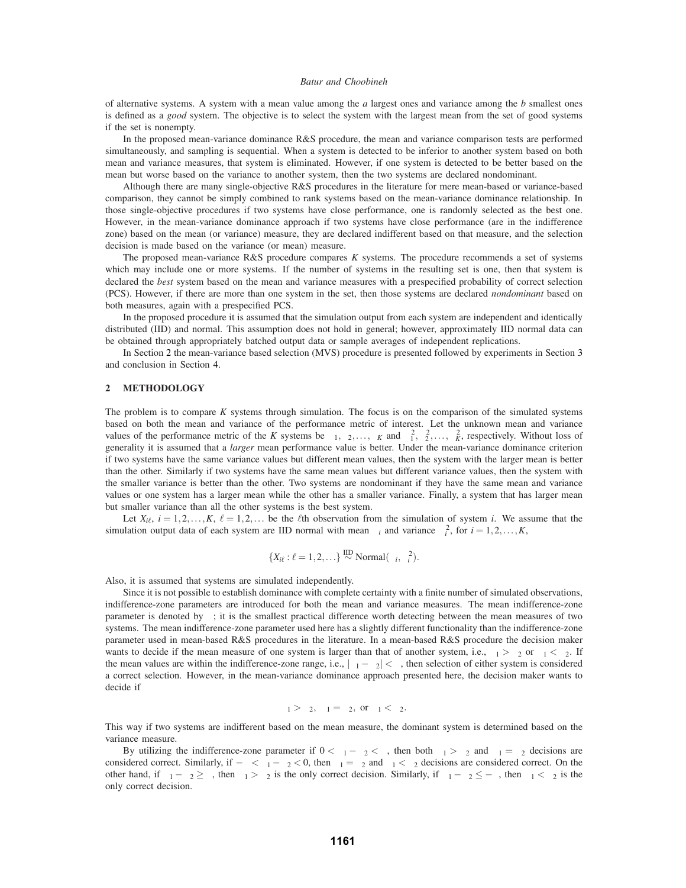of alternative systems. A system with a mean value among the *a* largest ones and variance among the *b* smallest ones is defined as a *good* system. The objective is to select the system with the largest mean from the set of good systems if the set is nonempty.

In the proposed mean-variance dominance R&S procedure, the mean and variance comparison tests are performed simultaneously, and sampling is sequential. When a system is detected to be inferior to another system based on both mean and variance measures, that system is eliminated. However, if one system is detected to be better based on the mean but worse based on the variance to another system, then the two systems are declared nondominant.

Although there are many single-objective R&S procedures in the literature for mere mean-based or variance-based comparison, they cannot be simply combined to rank systems based on the mean-variance dominance relationship. In those single-objective procedures if two systems have close performance, one is randomly selected as the best one. However, in the mean-variance dominance approach if two systems have close performance (are in the indifference zone) based on the mean (or variance) measure, they are declared indifferent based on that measure, and the selection decision is made based on the variance (or mean) measure.

The proposed mean-variance R&S procedure compares $K$ systems. The procedure recommends a set of systems which may include one or more systems. If the number of systems in the resulting set is one, then that system is declared the *best* system based on the mean and variance measures with a prespecified probability of correct selection (PCS). However, if there are more than one system in the set, then those systems are declared *nondominant* based on both measures, again with a prespecified PCS.

In the proposed procedure it is assumed that the simulation output from each system are independent and identically distributed (IID) and normal. This assumption does not hold in general; however, approximately IID normal data can be obtained through appropriately batched output data or sample averages of independent replications.

In Section 2 the mean-variance based selection (MVS) procedure is presented followed by experiments in Section 3 and conclusion in Section 4.

## 2 METHODOLOGY

The problem is to compare $K$ systems through simulation. The focus is on the comparison of the simulated systems based on both the mean and variance of the performance metric of interest. Let the unknown mean and variance values of the performance metric of the $K$ systems be $\mu_1, \mu_2, \ldots, \mu_K$ and $\sigma_1^2, \sigma_2^2, \ldots, \sigma_K^2$, respectively. Without loss of generality it is assumed that a *larger* mean performance value is better. Under the mean-variance dominance criterion if two systems have the same variance values but different mean values, then the system with the larger mean is better than the other. Similarly if two systems have the same mean values but different variance values, then the system with the smaller variance is better than the other. Two systems are nondominant if they have the same mean and variance values or one system has a larger mean while the other has a smaller variance. Finally, a system that has larger mean but smaller variance than all the other systems is the best system.

Let $X_{i\ell}$, $i = 1,2,\ldots,K$, $\ell = 1,2,\ldots$ be the $\ell$th observation from the simulation of system $i$. We assume that the simulation output data of each system are IID normal with mean $\mu_i$ and variance $\sigma_i^2$, for $i = 1,2,\ldots,K$,

$$\{X_{i\ell} : \ell = 1,2,\ldots\} \overset{\text{IID}}{\sim} \text{Normal}(\mu_i, \sigma_i^2).$$

Also, it is assumed that systems are simulated independently.

Since it is not possible to establish dominance with complete certainty with a finite number of simulated observations, indifference-zone parameters are introduced for both the mean and variance measures. The mean indifference-zone parameter is denoted by $\delta$; it is the smallest practical difference worth detecting between the mean measures of two systems. The mean indifference-zone parameter used here has a slightly different functionality than the indifference-zone parameter used in mean-based R&S procedures in the literature. In a mean-based R&S procedure the decision maker wants to decide if the mean measure of one system is larger than that of another system, i.e., $\mu_1 > \mu_2$ or $\mu_1 < \mu_2$. If the mean values are within the indifference-zone range, i.e., $|\mu_1 - \mu_2| < \delta$, then selection of either system is considered a correct selection. However, in the mean-variance dominance approach presented here, the decision maker wants to decide if

$$\mu_1 > \mu_2, \ \mu_1 = \mu_2, \text{ or } \ \mu_1 < \mu_2.$$

This way if two systems are indifferent based on the mean measure, the dominant system is determined based on the variance measure.

By utilizing the indifference-zone parameter if $0 < \mu_1 - \mu_2 < \delta$, then both $\mu_1 > \mu_2$ and $\mu_1 = \mu_2$ decisions are considered correct. Similarly, if $-\delta < \mu_1 - \mu_2 < 0$, then $\mu_1 = \mu_2$ and $\mu_1 < \mu_2$ decisions are considered correct. On the other hand, if $\mu_1 - \mu_2 \geq \delta$, then $\mu_1 > \mu_2$ is the only correct decision. Similarly, if $\mu_1 - \mu_2 \leq -\delta$, then $\mu_1 < \mu_2$ is the only correct decision.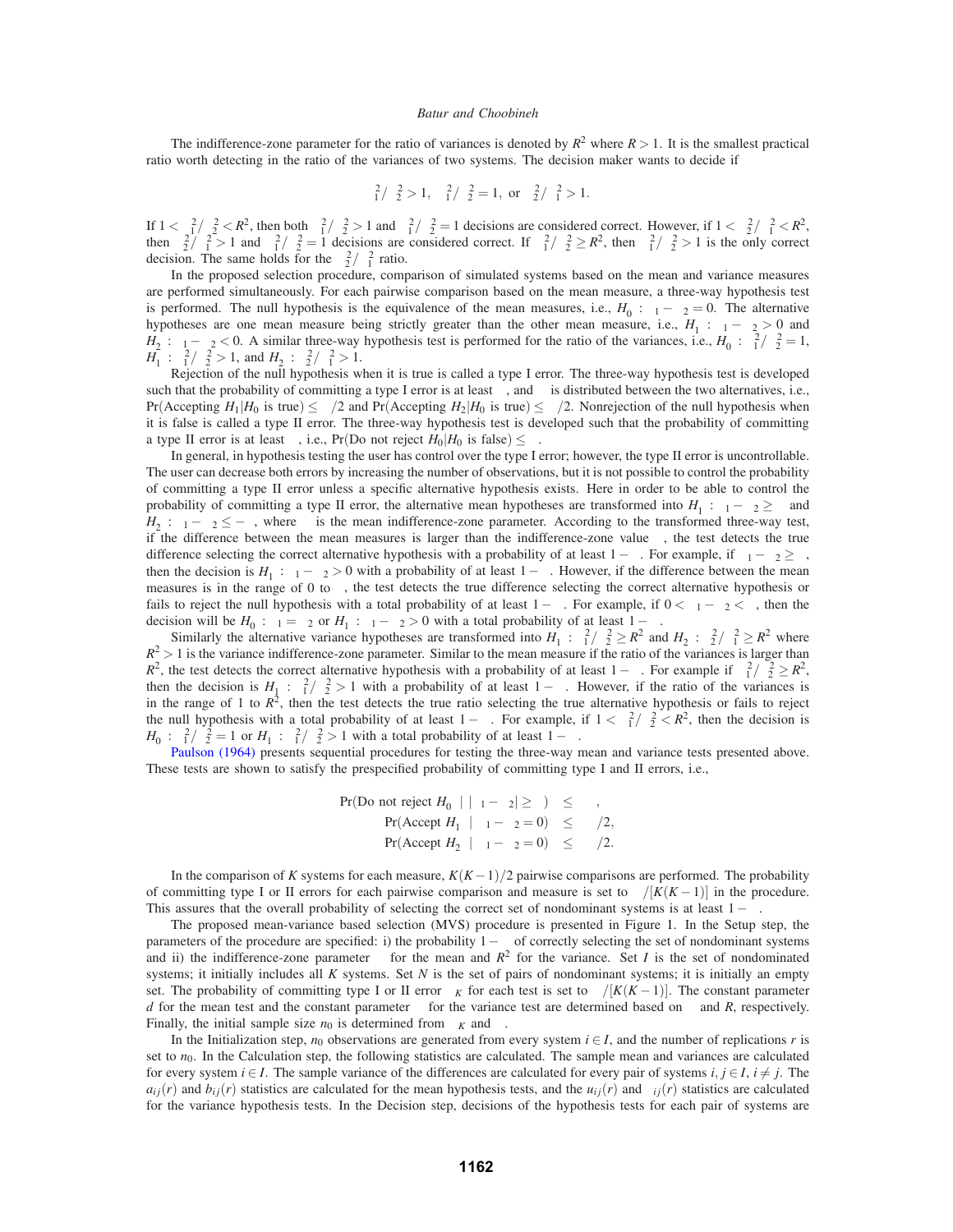The indifference-zone parameter for the ratio of variances is denoted by $R^2$ where $R > 1$. It is the smallest practical ratio worth detecting in the ratio of the variances of two systems. The decision maker wants to decide if

$$\sigma_1^2/\sigma_2^2 > 1, \quad \sigma_1^2/\sigma_2^2 = 1, \text{ or } \sigma_2^2/\sigma_1^2 > 1.$$

If $1 < \sigma_1^2/\sigma_2^2 < R^2$, then both $\sigma_1^2/\sigma_2^2 > 1$ and $\sigma_1^2/\sigma_2^2 = 1$ decisions are considered correct. However, if $1 < \sigma_2^2/\sigma_1^2 < R^2$, then $\sigma_2^2/\sigma_1^2 > 1$ and $\sigma_1^2/\sigma_2^2 = 1$ decisions are considered correct. If $\sigma_1^2/\sigma_2^2 \geq R^2$, then $\sigma_1^2/\sigma_2^2 > 1$ is the only correct decision. The same holds for the $\sigma_2^2/\sigma_1^2$ ratio.

In the proposed selection procedure, comparison of simulated systems based on the mean and variance measures are performed simultaneously. For each pairwise comparison based on the mean measure, a three-way hypothesis test is performed. The null hypothesis is the equivalence of the mean measures, i.e., $H_0 : \mu_1 - \mu_2 = 0$. The alternative hypotheses are one mean measure being strictly greater than the other mean measure, i.e., $H_1 : \mu_1 - \mu_2 > 0$ and $H_2 : \mu_1 - \mu_2 < 0$. A similar three-way hypothesis test is performed for the ratio of the variances, i.e., $H_0 : \sigma_1^2/\sigma_2^2 = 1$, $H_1 : \sigma_1^2/\sigma_2^2 > 1$, and $H_2 : \sigma_2^2/\sigma_1^2 > 1$.

Rejection of the null hypothesis when it is true is called a type I error. The three-way hypothesis test is developed such that the probability of committing a type I error is at least $\alpha$, and $\alpha$ is distributed between the two alternatives, i.e., Pr(Accepting $H_1|H_0$ is true) $\leq \alpha/2$ and Pr(Accepting $H_2|H_0$ is true) $\leq \alpha/2$. Nonrejection of the null hypothesis when it is false is called a type II error. The three-way hypothesis test is developed such that the probability of committing a type II error is at least $\beta$, i.e., Pr(Do not reject $H_0|H_0$ is false) $\leq \beta$.

In general, in hypothesis testing the user has control over the type I error; however, the type II error is uncontrollable. The user can decrease both errors by increasing the number of observations, but it is not possible to control the probability of committing a type II error unless a specific alternative hypothesis exists. Here in order to be able to control the probability of committing a type II error, the alternative mean hypotheses are transformed into $H_1 : \mu_1 - \mu_2 \geq \delta$ and $H_2 : \mu_1 - \mu_2 \leq -\delta$, where $\delta$ is the mean indifference-zone parameter. According to the transformed three-way test, if the difference between the mean measures is larger than the indifference-zone value $\delta$, the test detects the true difference selecting the correct alternative hypothesis with a probability of at least $1-\beta$. For example, if $\mu_1 - \mu_2 \geq \delta$, then the decision is $H_1 : \mu_1 - \mu_2 > 0$ with a probability of at least $1-\beta$. However, if the difference between the mean measures is in the range of 0 to $\delta$, the test detects the true difference selecting the correct alternative hypothesis or fails to reject the null hypothesis with a total probability of at least $1-\beta$. For example, if $0 < \mu_1 - \mu_2 < \delta$, then the decision will be $H_0 : \mu_1 = \mu_2$ or $H_1 : \mu_1 - \mu_2 > 0$ with a total probability of at least $1-\beta$.

Similarly the alternative variance hypotheses are transformed into $H_1 : \sigma_1^2/\sigma_2^2 \geq R^2$ and $H_2 : \sigma_2^2/\sigma_1^2 \geq R^2$ where $R^2 > 1$ is the variance indifference-zone parameter. Similar to the mean measure if the ratio of the variances is larger than $R^2$, the test detects the correct alternative hypothesis with a probability of at least $1-\beta$. For example if $\sigma_1^2/\sigma_2^2 \geq R^2$, then the decision is $H_1 : \sigma_1^2/\sigma_2^2 > 1$ with a probability of at least $1-\beta$. However, if the ratio of the variances is in the range of 1 to $R^2$, then the test detects the true ratio selecting the true alternative hypothesis or fails to reject the null hypothesis with a total probability of at least $1-\beta$. For example, if $1 < \sigma_1^2/\sigma_2^2 < R^2$, then the decision is $H_0 : \sigma_1^2/\sigma_2^2 = 1$ or $H_1 : \sigma_1^2/\sigma_2^2 > 1$ with a total probability of at least $1-\beta$.

Paulson (1964) presents sequential procedures for testing the three-way mean and variance tests presented above. These tests are shown to satisfy the prespecified probability of committing type I and II errors, i.e.,

$$\Pr(\text{Do not reject } H_0 \;|\; |\mu_1 - \mu_2| \geq \delta) \leq \beta,$$
$$\Pr(\text{Accept } H_1 \;|\; \mu_1 - \mu_2 = 0) \leq \alpha/2,$$
$$\Pr(\text{Accept } H_2 \;|\; \mu_1 - \mu_2 = 0) \leq \alpha/2.$$

In the comparison of $K$ systems for each measure, $K(K-1)/2$ pairwise comparisons are performed. The probability of committing type I or II errors for each pairwise comparison and measure is set to $\alpha/[K(K-1)]$ in the procedure. This assures that the overall probability of selecting the correct set of nondominant systems is at least $1-\alpha$.

The proposed mean-variance based selection (MVS) procedure is presented in Figure 1. In the Setup step, the parameters of the procedure are specified: i) the probability $1-\alpha$ of correctly selecting the set of nondominant systems and ii) the indifference-zone parameter $\delta$ for the mean and $R^2$ for the variance. Set $I$ is the set of nondominated systems; it initially includes all $K$ systems. Set $N$ is the set of pairs of nondominant systems; it is initially an empty set. The probability of committing type I or II error $\alpha_K$ for each test is set to $\alpha/[K(K-1)]$. The constant parameter $d$ for the mean test and the constant parameter $\lambda$ for the variance test are determined based on $\delta$ and $R$, respectively. Finally, the initial sample size $n_0$ is determined from $\alpha_K$ and $\delta$.

In the Initialization step, $n_0$ observations are generated from every system $i \in I$, and the number of replications $r$ is set to $n_0$. In the Calculation step, the following statistics are calculated. The sample mean and variances are calculated for every system $i \in I$. The sample variance of the differences are calculated for every pair of systems $i, j \in I$, $i \neq j$. The $a_{ij}(r)$ and $b_{ij}(r)$ statistics are calculated for the mean hypothesis tests, and the $u_{ij}(r)$ and $\nu_{ij}(r)$ statistics are calculated for the variance hypothesis tests. In the Decision step, decisions of the hypothesis tests for each pair of systems are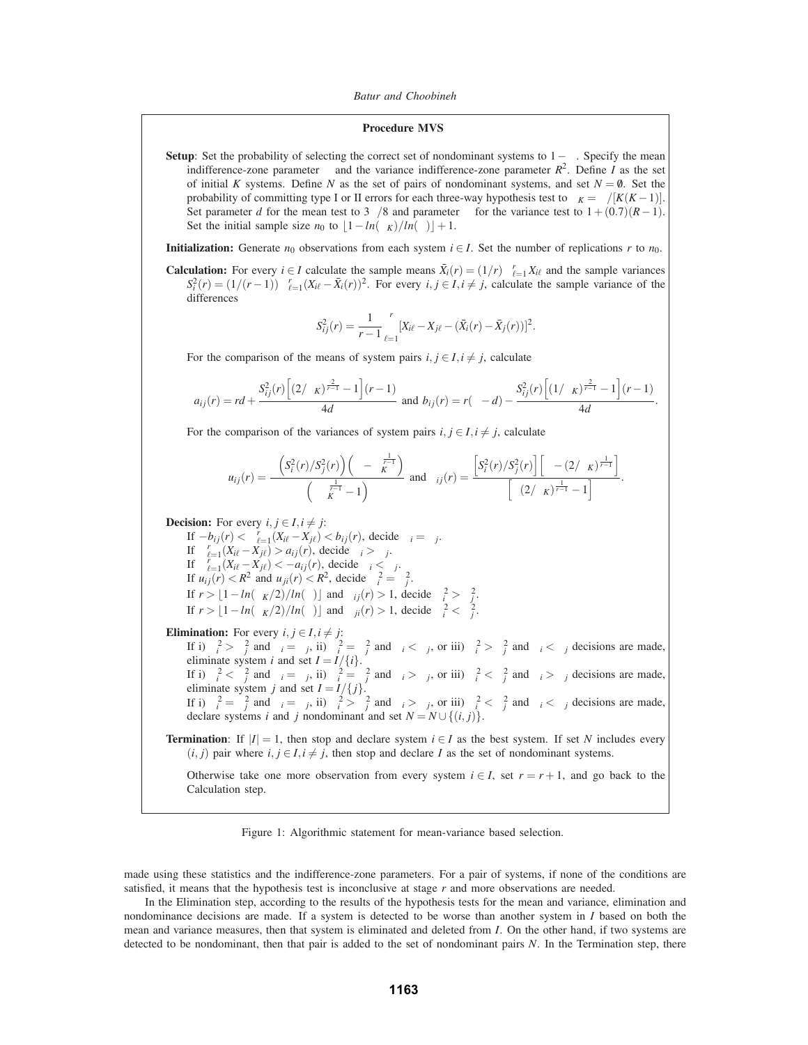**Procedure MVS**

**Setup**: Set the probability of selecting the correct set of nondominant systems to $1-\alpha$. Specify the mean indifference-zone parameter $\delta$ and the variance indifference-zone parameter $R^2$. Define $I$ as the set of initial $K$ systems. Define $N$ as the set of pairs of nondominant systems, and set $N = \emptyset$. Set the probability of committing type I or II errors for each three-way hypothesis test to $\alpha_K = \alpha/[K(K-1)]$. Set parameter $d$ for the mean test to $3\delta/8$ and parameter $\eta$ for the variance test to $1+(0.7)(R-1)$. Set the initial sample size $n_0$ to $\lfloor 1 - ln(\alpha_K)/ln(\eta) \rfloor + 1$.

**Initialization:** Generate $n_0$ observations from each system $i \in I$. Set the number of replications $r$ to $n_0$.

**Calculation:** For every $i \in I$ calculate the sample means $\bar{X}_i(r) = (1/r)\sum_{\ell=1}^{r} X_{i\ell}$ and the sample variances $S_i^2(r) = (1/(r-1))\sum_{\ell=1}^{r}(X_{i\ell} - \bar{X}_i(r))^2$. For every $i, j \in I, i \neq j$, calculate the sample variance of the differences

$$S_{ij}^2(r) = \frac{1}{r-1}\sum_{\ell=1}^{r}[X_{i\ell} - X_{j\ell} - (\bar{X}_i(r) - \bar{X}_j(r))]^2.$$

For the comparison of the means of system pairs $i, j \in I, i \neq j$, calculate

$$a_{ij}(r) = rd + \frac{S_{ij}^2(r)\left[(2/\alpha_K)^{\frac{2}{r-1}} - 1\right](r-1)}{4d} \text{ and } b_{ij}(r) = r(\delta - d) - \frac{S_{ij}^2(r)\left[(1/\alpha_K)^{\frac{2}{r-1}} - 1\right](r-1)}{4d}.$$

For the comparison of the variances of system pairs $i, j \in I, i \neq j$, calculate

$$u_{ij}(r) = \frac{\left(S_i^2(r)/S_j^2(r)\right)\left(\eta - \alpha_K^{\frac{1}{r-1}}\right)}{\left(\eta\alpha_K^{\frac{1}{r-1}} - 1\right)} \text{ and } \gamma_{ij}(r) = \frac{\left[S_i^2(r)/S_j^2(r)\right]\left[\eta - (2/\alpha_K)^{\frac{1}{r-1}}\right]}{\left[\eta(2/\alpha_K)^{\frac{1}{r-1}} - 1\right]}.$$

**Decision:** For every $i, j \in I, i \neq j$:
- If $-b_{ij}(r) < \sum_{\ell=1}^{r}(X_{i\ell} - X_{j\ell}) < b_{ij}(r)$, decide $\mu_i = \mu_j$.
- If $\sum_{\ell=1}^{r}(X_{i\ell} - X_{j\ell}) > a_{ij}(r)$, decide $\mu_i > \mu_j$.
- If $\sum_{\ell=1}^{r}(X_{i\ell} - X_{j\ell}) < -a_{ij}(r)$, decide $\mu_i < \mu_j$.
- If $u_{ij}(r) < R^2$ and $u_{ji}(r) < R^2$, decide $\sigma_i^2 = \sigma_j^2$.
- If $r > \lfloor 1 - ln(\alpha_K/2)/ln(\eta) \rfloor$ and $\gamma_{ij}(r) > 1$, decide $\sigma_i^2 > \sigma_j^2$.
- If $r > \lfloor 1 - ln(\alpha_K/2)/ln(\eta) \rfloor$ and $\gamma_{ji}(r) > 1$, decide $\sigma_i^2 < \sigma_j^2$.

**Elimination:** For every $i, j \in I, i \neq j$:
- If i) $\sigma_i^2 > \sigma_j^2$ and $\mu_i = \mu_j$, ii) $\sigma_i^2 = \sigma_j^2$ and $\mu_i < \mu_j$, or iii) $\sigma_i^2 > \sigma_j^2$ and $\mu_i < \mu_j$ decisions are made, eliminate system $i$ and set $I = I/\{i\}$.
- If i) $\sigma_i^2 < \sigma_j^2$ and $\mu_i = \mu_j$, ii) $\sigma_i^2 = \sigma_j^2$ and $\mu_i > \mu_j$, or iii) $\sigma_i^2 < \sigma_j^2$ and $\mu_i > \mu_j$ decisions are made, eliminate system $j$ and set $I = I/\{j\}$.
- If i) $\sigma_i^2 = \sigma_j^2$ and $\mu_i = \mu_j$, ii) $\sigma_i^2 > \sigma_j^2$ and $\mu_i > \mu_j$, or iii) $\sigma_i^2 < \sigma_j^2$ and $\mu_i < \mu_j$ decisions are made, declare systems $i$ and $j$ nondominant and set $N = N \cup \{(i, j)\}$.

**Termination**: If $|I| = 1$, then stop and declare system $i \in I$ as the best system. If set $N$ includes every $(i, j)$ pair where $i, j \in I, i \neq j$, then stop and declare $I$ as the set of nondominant systems.

Otherwise take one more observation from every system $i \in I$, set $r = r+1$, and go back to the Calculation step.

Figure 1: Algorithmic statement for mean-variance based selection.

made using these statistics and the indifference-zone parameters. For a pair of systems, if none of the conditions are satisfied, it means that the hypothesis test is inconclusive at stage $r$ and more observations are needed.

In the Elimination step, according to the results of the hypothesis tests for the mean and variance, elimination and nondominance decisions are made. If a system is detected to be worse than another system in $I$ based on both the mean and variance measures, then that system is eliminated and deleted from $I$. On the other hand, if two systems are detected to be nondominant, then that pair is added to the set of nondominant pairs $N$. In the Termination step, there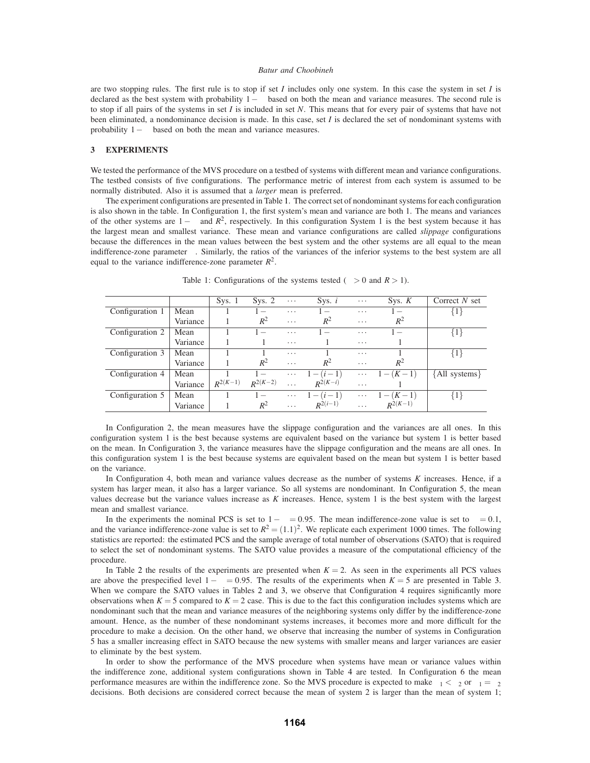are two stopping rules. The first rule is to stop if set $I$ includes only one system. In this case the system in set $I$ is declared as the best system with probability $1-\alpha$ based on both the mean and variance measures. The second rule is to stop if all pairs of the systems in set $I$ is included in set $N$. This means that for every pair of systems that have not been eliminated, a nondominance decision is made. In this case, set $I$ is declared the set of nondominant systems with probability $1-\alpha$ based on both the mean and variance measures.

## 3 EXPERIMENTS

We tested the performance of the MVS procedure on a testbed of systems with different mean and variance configurations. The testbed consists of five configurations. The performance metric of interest from each system is assumed to be normally distributed. Also it is assumed that a *larger* mean is preferred.

The experiment configurations are presented in Table 1. The correct set of nondominant systems for each configuration is also shown in the table. In Configuration 1, the first system's mean and variance are both 1. The means and variances of the other systems are $1-\delta$ and $R^2$, respectively. In this configuration System 1 is the best system because it has the largest mean and smallest variance. These mean and variance configurations are called *slippage* configurations because the differences in the mean values between the best system and the other systems are all equal to the mean indifference-zone parameter $\delta$. Similarly, the ratios of the variances of the inferior systems to the best system are all equal to the variance indifference-zone parameter $R^2$.

Table 1: Configurations of the systems tested ($\delta > 0$ and $R > 1$).

| | | Sys. 1 | Sys. 2 | $\cdots$ | Sys. $i$ | $\cdots$ | Sys. $K$ | Correct $N$ set |
|---|---|---|---|---|---|---|---|---|
| Configuration 1 | Mean | 1 | $1-\delta$ | $\cdots$ | $1-\delta$ | $\cdots$ | $1-\delta$ | $\{1\}$ |
| | Variance | 1 | $R^2$ | $\cdots$ | $R^2$ | $\cdots$ | $R^2$ | |
| Configuration 2 | Mean | 1 | $1-\delta$ | $\cdots$ | $1-\delta$ | $\cdots$ | $1-\delta$ | $\{1\}$ |
| | Variance | 1 | 1 | $\cdots$ | 1 | $\cdots$ | 1 | |
| Configuration 3 | Mean | 1 | 1 | $\cdots$ | 1 | $\cdots$ | 1 | $\{1\}$ |
| | Variance | 1 | $R^2$ | $\cdots$ | $R^2$ | $\cdots$ | $R^2$ | |
| Configuration 4 | Mean | 1 | $1-\delta$ | $\cdots$ | $1-(i-1)\delta$ | $\cdots$ | $1-(K-1)\delta$ | $\{$All systems$\}$ |
| | Variance | $R^{2(K-1)}$ | $R^{2(K-2)}$ | $\cdots$ | $R^{2(K-i)}$ | $\cdots$ | 1 | |
| Configuration 5 | Mean | 1 | $1-\delta$ | $\cdots$ | $1-(i-1)\delta$ | $\cdots$ | $1-(K-1)\delta$ | $\{1\}$ |
| | Variance | 1 | $R^2$ | $\cdots$ | $R^{2(i-1)}$ | $\cdots$ | $R^{2(K-1)}$ | |

In Configuration 2, the mean measures have the slippage configuration and the variances are all ones. In this configuration system 1 is the best because systems are equivalent based on the variance but system 1 is better based on the mean. In Configuration 3, the variance measures have the slippage configuration and the means are all ones. In this configuration system 1 is the best because systems are equivalent based on the mean but system 1 is better based on the variance.

In Configuration 4, both mean and variance values decrease as the number of systems $K$ increases. Hence, if a system has larger mean, it also has a larger variance. So all systems are nondominant. In Configuration 5, the mean values decrease but the variance values increase as $K$ increases. Hence, system 1 is the best system with the largest mean and smallest variance.

In the experiments the nominal PCS is set to $1-\alpha = 0.95$. The mean indifference-zone value is set to $\delta = 0.1$, and the variance indifference-zone value is set to $R^2 = (1.1)^2$. We replicate each experiment 1000 times. The following statistics are reported: the estimated PCS and the sample average of total number of observations (SATO) that is required to select the set of nondominant systems. The SATO value provides a measure of the computational efficiency of the procedure.

In Table 2 the results of the experiments are presented when $K = 2$. As seen in the experiments all PCS values are above the prespecified level $1-\alpha = 0.95$. The results of the experiments when $K = 5$ are presented in Table 3. When we compare the SATO values in Tables 2 and 3, we observe that Configuration 4 requires significantly more observations when $K = 5$ compared to $K = 2$ case. This is due to the fact this configuration includes systems which are nondominant such that the mean and variance measures of the neighboring systems only differ by the indifference-zone amount. Hence, as the number of these nondominant systems increases, it becomes more and more difficult for the procedure to make a decision. On the other hand, we observe that increasing the number of systems in Configuration 5 has a smaller increasing effect in SATO because the new systems with smaller means and larger variances are easier to eliminate by the best system.

In order to show the performance of the MVS procedure when systems have mean or variance values within the indifference zone, additional system configurations shown in Table 4 are tested. In Configuration 6 the mean performance measures are within the indifference zone. So the MVS procedure is expected to make $\mu_1 < \mu_2$ or $\mu_1 = \mu_2$ decisions. Both decisions are considered correct because the mean of system 2 is larger than the mean of system 1;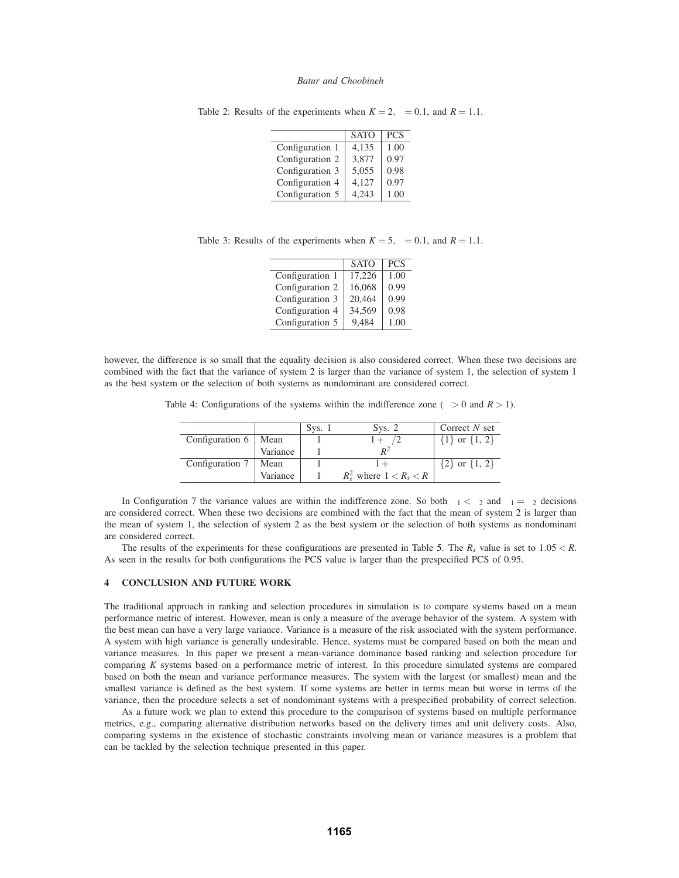Table 2: Results of the experiments when $K = 2$, $\delta = 0.1$, and $R = 1.1$.

| | SATO | PCS |
|---|---|---|
| Configuration 1 | 4,135 | 1.00 |
| Configuration 2 | 3,877 | 0.97 |
| Configuration 3 | 5,055 | 0.98 |
| Configuration 4 | 4,127 | 0.97 |
| Configuration 5 | 4,243 | 1.00 |

Table 3: Results of the experiments when $K = 5$, $\delta = 0.1$, and $R = 1.1$.

| | SATO | PCS |
|---|---|---|
| Configuration 1 | 17,226 | 1.00 |
| Configuration 2 | 16,068 | 0.99 |
| Configuration 3 | 20,464 | 0.99 |
| Configuration 4 | 34,569 | 0.98 |
| Configuration 5 | 9,484 | 1.00 |

however, the difference is so small that the equality decision is also considered correct. When these two decisions are combined with the fact that the variance of system 2 is larger than the variance of system 1, the selection of system 1 as the best system or the selection of both systems as nondominant are considered correct.

Table 4: Configurations of the systems within the indifference zone ($\delta > 0$ and $R > 1$).

| | | Sys. 1 | Sys. 2 | Correct $N$ set |
|---|---|---|---|---|
| Configuration 6 | Mean | 1 | $1+\delta/2$ | {1} or {1, 2} |
| | Variance | 1 | $R^2$ | |
| Configuration 7 | Mean | 1 | $1+\delta$ | {2} or {1, 2} |
| | Variance | 1 | $R_s^2$ where $1 < R_s < R$ | |

In Configuration 7 the variance values are within the indifference zone. So both $\sigma_1 < \sigma_2$ and $\sigma_1 = \sigma_2$ decisions are considered correct. When these two decisions are combined with the fact that the mean of system 2 is larger than the mean of system 1, the selection of system 2 as the best system or the selection of both systems as nondominant are considered correct.

The results of the experiments for these configurations are presented in Table 5. The $R_s$ value is set to $1.05 < R$. As seen in the results for both configurations the PCS value is larger than the prespecified PCS of 0.95.

## 4 CONCLUSION AND FUTURE WORK

The traditional approach in ranking and selection procedures in simulation is to compare systems based on a mean performance metric of interest. However, mean is only a measure of the average behavior of the system. A system with the best mean can have a very large variance. Variance is a measure of the risk associated with the system performance. A system with high variance is generally undesirable. Hence, systems must be compared based on both the mean and variance measures. In this paper we present a mean-variance dominance based ranking and selection procedure for comparing $K$ systems based on a performance metric of interest. In this procedure simulated systems are compared based on both the mean and variance performance measures. The system with the largest (or smallest) mean and the smallest variance is defined as the best system. If some systems are better in terms mean but worse in terms of the variance, then the procedure selects a set of nondominant systems with a prespecified probability of correct selection.

As a future work we plan to extend this procedure to the comparison of systems based on multiple performance metrics, e.g., comparing alternative distribution networks based on the delivery times and unit delivery costs. Also, comparing systems in the existence of stochastic constraints involving mean or variance measures is a problem that can be tackled by the selection technique presented in this paper.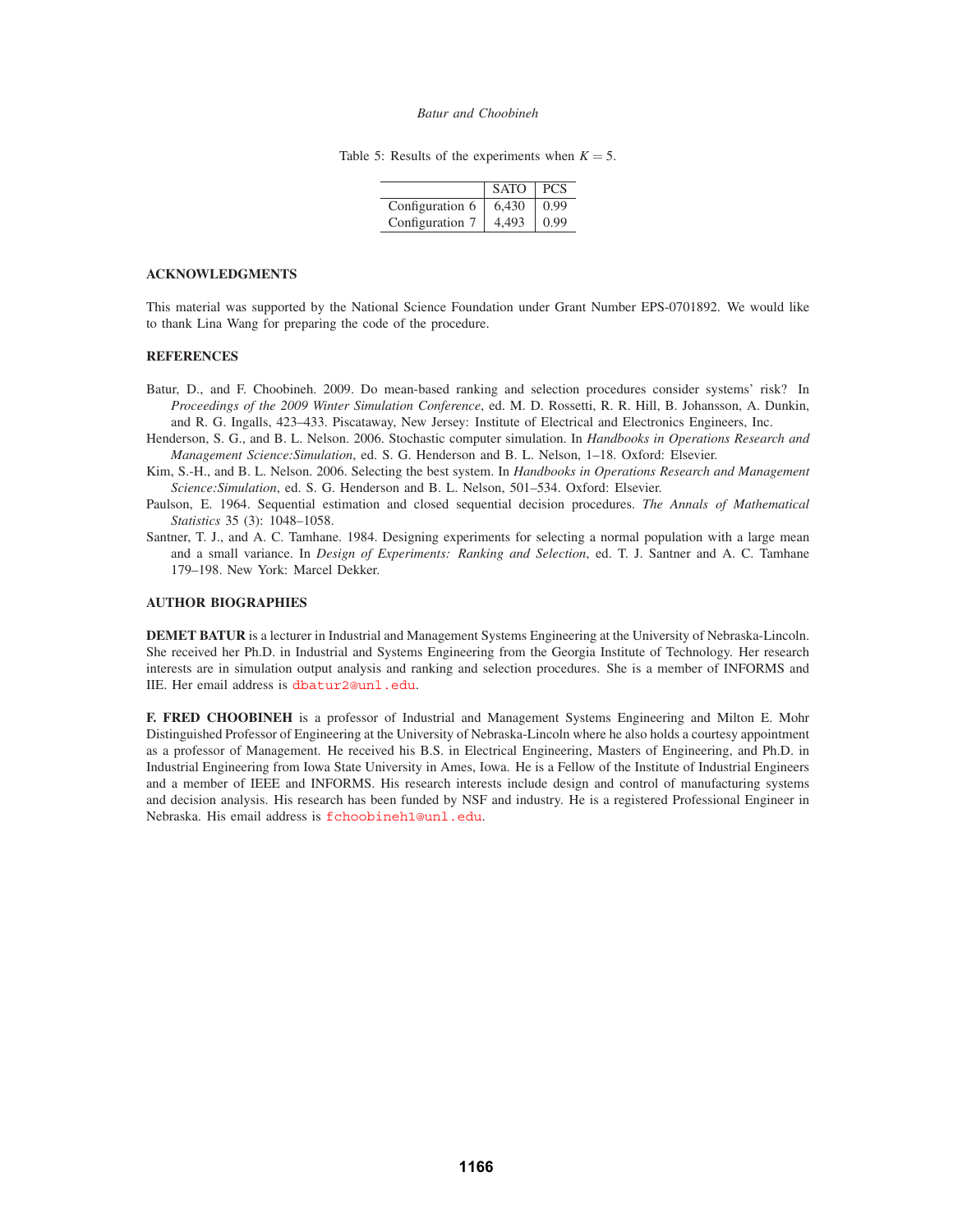Table 5: Results of the experiments when $K = 5$.

| | SATO | PCS |
|---|---|---|
| Configuration 6 | 6,430 | 0.99 |
| Configuration 7 | 4,493 | 0.99 |

## ACKNOWLEDGMENTS

This material was supported by the National Science Foundation under Grant Number EPS-0701892. We would like to thank Lina Wang for preparing the code of the procedure.

## REFERENCES

Batur, D., and F. Choobineh. 2009. Do mean-based ranking and selection procedures consider systems' risk? In *Proceedings of the 2009 Winter Simulation Conference*, ed. M. D. Rossetti, R. R. Hill, B. Johansson, A. Dunkin, and R. G. Ingalls, 423–433. Piscataway, New Jersey: Institute of Electrical and Electronics Engineers, Inc.

Henderson, S. G., and B. L. Nelson. 2006. Stochastic computer simulation. In *Handbooks in Operations Research and Management Science:Simulation*, ed. S. G. Henderson and B. L. Nelson, 1–18. Oxford: Elsevier.

Kim, S.-H., and B. L. Nelson. 2006. Selecting the best system. In *Handbooks in Operations Research and Management Science:Simulation*, ed. S. G. Henderson and B. L. Nelson, 501–534. Oxford: Elsevier.

Paulson, E. 1964. Sequential estimation and closed sequential decision procedures. *The Annals of Mathematical Statistics* 35 (3): 1048–1058.

Santner, T. J., and A. C. Tamhane. 1984. Designing experiments for selecting a normal population with a large mean and a small variance. In *Design of Experiments: Ranking and Selection*, ed. T. J. Santner and A. C. Tamhane 179–198. New York: Marcel Dekker.

## AUTHOR BIOGRAPHIES

**DEMET BATUR** is a lecturer in Industrial and Management Systems Engineering at the University of Nebraska-Lincoln. She received her Ph.D. in Industrial and Systems Engineering from the Georgia Institute of Technology. Her research interests are in simulation output analysis and ranking and selection procedures. She is a member of INFORMS and IIE. Her email address is dbatur2@unl.edu.

**F. FRED CHOOBINEH** is a professor of Industrial and Management Systems Engineering and Milton E. Mohr Distinguished Professor of Engineering at the University of Nebraska-Lincoln where he also holds a courtesy appointment as a professor of Management. He received his B.S. in Electrical Engineering, Masters of Engineering, and Ph.D. in Industrial Engineering from Iowa State University in Ames, Iowa. He is a Fellow of the Institute of Industrial Engineers and a member of IEEE and INFORMS. His research interests include design and control of manufacturing systems and decision analysis. His research has been funded by NSF and industry. He is a registered Professional Engineer in Nebraska. His email address is fchoobineh1@unl.edu.